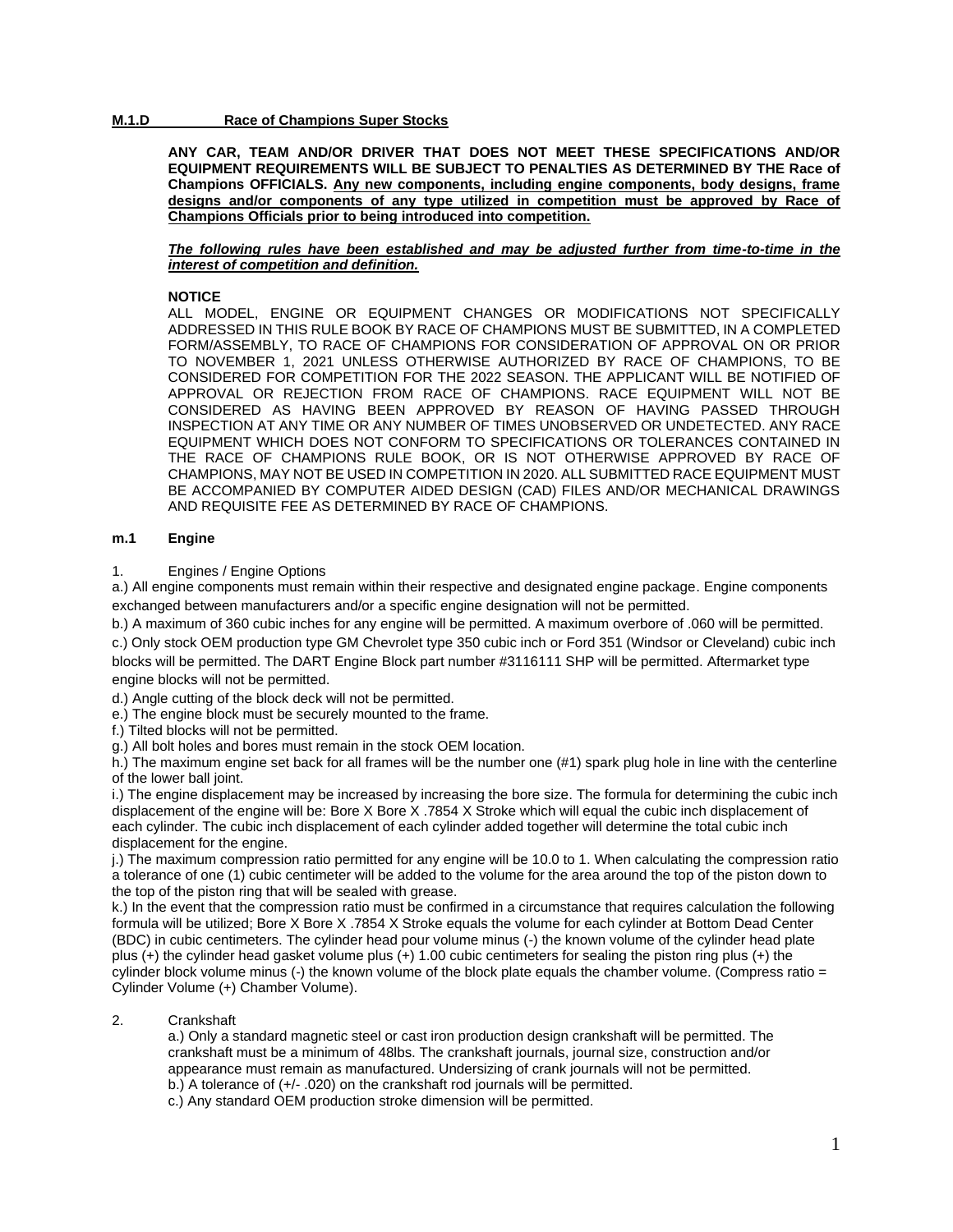## M.1.D Race of Champions Super Stocks

**ANY CAR, TEAM AND/OR DRIVER THAT DOES NOT MEET THESE SPECIFICATIONS AND/OR EQUIPMENT REQUIREMENTS WILL BE SUBJECT TO PENALTIES AS DETERMINED BY THE Race of Champions OFFICIALS. <u>Any new components, including engine components, body designs, frame designs and/or components of any type utilized in competition must be approved by Race of Champions Officials prior to being introduced into competition.</u>**

***<u>The following rules have been established and may be adjusted further from time-to-time in the interest of competition and definition.</u>***

**NOTICE**

ALL MODEL, ENGINE OR EQUIPMENT CHANGES OR MODIFICATIONS NOT SPECIFICALLY ADDRESSED IN THIS RULE BOOK BY RACE OF CHAMPIONS MUST BE SUBMITTED, IN A COMPLETED FORM/ASSEMBLY, TO RACE OF CHAMPIONS FOR CONSIDERATION OF APPROVAL ON OR PRIOR TO NOVEMBER 1, 2021 UNLESS OTHERWISE AUTHORIZED BY RACE OF CHAMPIONS, TO BE CONSIDERED FOR COMPETITION FOR THE 2022 SEASON. THE APPLICANT WILL BE NOTIFIED OF APPROVAL OR REJECTION FROM RACE OF CHAMPIONS. RACE EQUIPMENT WILL NOT BE CONSIDERED AS HAVING BEEN APPROVED BY REASON OF HAVING PASSED THROUGH INSPECTION AT ANY TIME OR ANY NUMBER OF TIMES UNOBSERVED OR UNDETECTED. ANY RACE EQUIPMENT WHICH DOES NOT CONFORM TO SPECIFICATIONS OR TOLERANCES CONTAINED IN THE RACE OF CHAMPIONS RULE BOOK, OR IS NOT OTHERWISE APPROVED BY RACE OF CHAMPIONS, MAY NOT BE USED IN COMPETITION IN 2020. ALL SUBMITTED RACE EQUIPMENT MUST BE ACCOMPANIED BY COMPUTER AIDED DESIGN (CAD) FILES AND/OR MECHANICAL DRAWINGS AND REQUISITE FEE AS DETERMINED BY RACE OF CHAMPIONS.

### m.1 Engine

1. Engines / Engine Options

a.) All engine components must remain within their respective and designated engine package. Engine components exchanged between manufacturers and/or a specific engine designation will not be permitted.

b.) A maximum of 360 cubic inches for any engine will be permitted. A maximum overbore of .060 will be permitted.

c.) Only stock OEM production type GM Chevrolet type 350 cubic inch or Ford 351 (Windsor or Cleveland) cubic inch blocks will be permitted. The DART Engine Block part number #3116111 SHP will be permitted. Aftermarket type engine blocks will not be permitted.

d.) Angle cutting of the block deck will not be permitted.

e.) The engine block must be securely mounted to the frame.

f.) Tilted blocks will not be permitted.

g.) All bolt holes and bores must remain in the stock OEM location.

h.) The maximum engine set back for all frames will be the number one (#1) spark plug hole in line with the centerline of the lower ball joint.

i.) The engine displacement may be increased by increasing the bore size. The formula for determining the cubic inch displacement of the engine will be: Bore X Bore X .7854 X Stroke which will equal the cubic inch displacement of each cylinder. The cubic inch displacement of each cylinder added together will determine the total cubic inch displacement for the engine.

j.) The maximum compression ratio permitted for any engine will be 10.0 to 1. When calculating the compression ratio a tolerance of one (1) cubic centimeter will be added to the volume for the area around the top of the piston down to the top of the piston ring that will be sealed with grease.

k.) In the event that the compression ratio must be confirmed in a circumstance that requires calculation the following formula will be utilized; Bore X Bore X .7854 X Stroke equals the volume for each cylinder at Bottom Dead Center (BDC) in cubic centimeters. The cylinder head pour volume minus (-) the known volume of the cylinder head plate plus (+) the cylinder head gasket volume plus (+) 1.00 cubic centimeters for sealing the piston ring plus (+) the cylinder block volume minus (-) the known volume of the block plate equals the chamber volume. (Compress ratio = Cylinder Volume (+) Chamber Volume).

2. Crankshaft

a.) Only a standard magnetic steel or cast iron production design crankshaft will be permitted. The crankshaft must be a minimum of 48lbs. The crankshaft journals, journal size, construction and/or appearance must remain as manufactured. Undersizing of crank journals will not be permitted.

b.) A tolerance of (+/- .020) on the crankshaft rod journals will be permitted.

c.) Any standard OEM production stroke dimension will be permitted.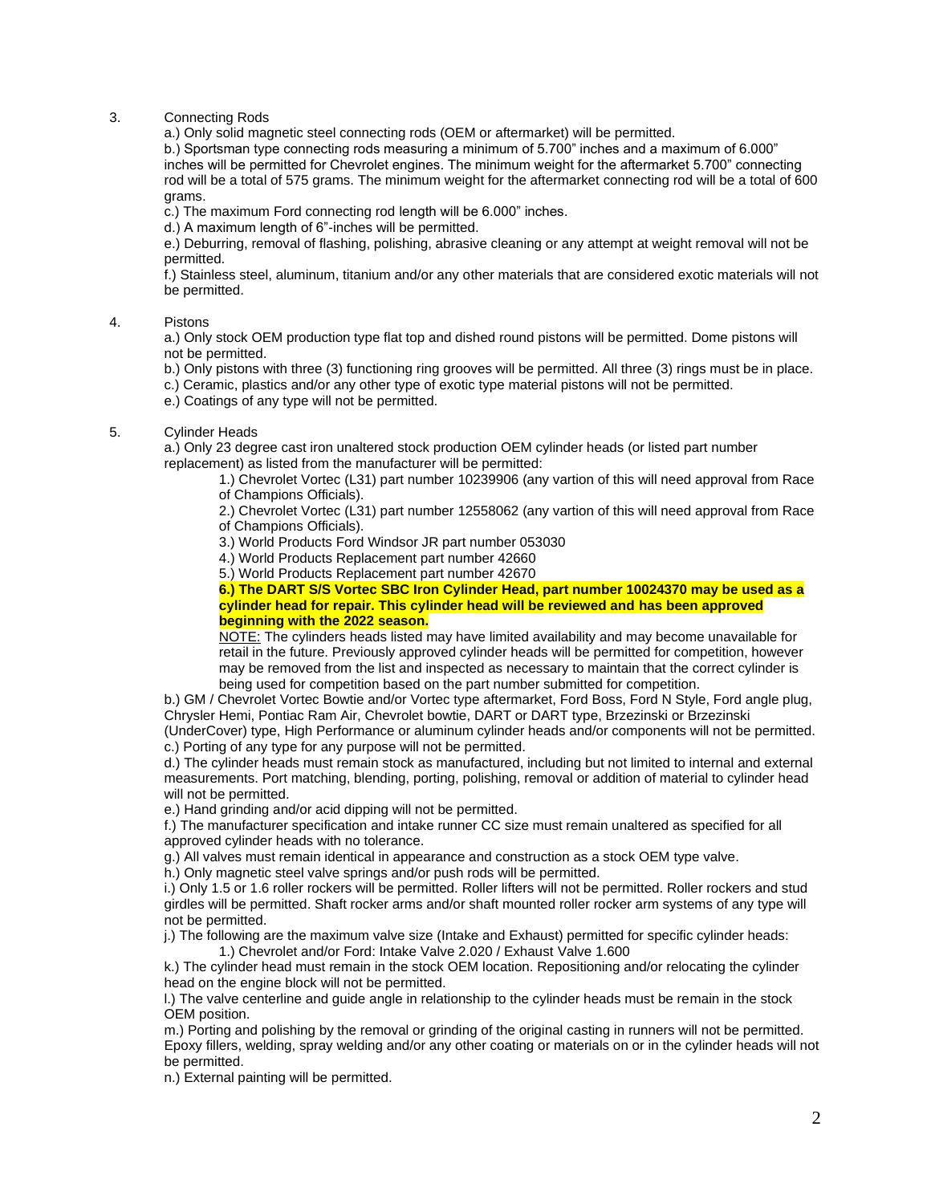3. Connecting Rods

a.) Only solid magnetic steel connecting rods (OEM or aftermarket) will be permitted.

b.) Sportsman type connecting rods measuring a minimum of 5.700" inches and a maximum of 6.000" inches will be permitted for Chevrolet engines. The minimum weight for the aftermarket 5.700" connecting rod will be a total of 575 grams. The minimum weight for the aftermarket connecting rod will be a total of 600 grams.

c.) The maximum Ford connecting rod length will be 6.000" inches.

d.) A maximum length of 6"-inches will be permitted.

e.) Deburring, removal of flashing, polishing, abrasive cleaning or any attempt at weight removal will not be permitted.

f.) Stainless steel, aluminum, titanium and/or any other materials that are considered exotic materials will not be permitted.

4. Pistons

a.) Only stock OEM production type flat top and dished round pistons will be permitted. Dome pistons will not be permitted.

b.) Only pistons with three (3) functioning ring grooves will be permitted. All three (3) rings must be in place.

c.) Ceramic, plastics and/or any other type of exotic type material pistons will not be permitted.

e.) Coatings of any type will not be permitted.

5. Cylinder Heads

a.) Only 23 degree cast iron unaltered stock production OEM cylinder heads (or listed part number replacement) as listed from the manufacturer will be permitted:

1.) Chevrolet Vortec (L31) part number 10239906 (any vartion of this will need approval from Race of Champions Officials).

2.) Chevrolet Vortec (L31) part number 12558062 (any vartion of this will need approval from Race of Champions Officials).

3.) World Products Ford Windsor JR part number 053030

4.) World Products Replacement part number 42660

5.) World Products Replacement part number 42670

**6.) The DART S/S Vortec SBC Iron Cylinder Head, part number 10024370 may be used as a cylinder head for repair. This cylinder head will be reviewed and has been approved beginning with the 2022 season.**

NOTE: The cylinders heads listed may have limited availability and may become unavailable for retail in the future. Previously approved cylinder heads will be permitted for competition, however may be removed from the list and inspected as necessary to maintain that the correct cylinder is being used for competition based on the part number submitted for competition.

b.) GM / Chevrolet Vortec Bowtie and/or Vortec type aftermarket, Ford Boss, Ford N Style, Ford angle plug, Chrysler Hemi, Pontiac Ram Air, Chevrolet bowtie, DART or DART type, Brzezinski or Brzezinski (UnderCover) type, High Performance or aluminum cylinder heads and/or components will not be permitted.

c.) Porting of any type for any purpose will not be permitted.

d.) The cylinder heads must remain stock as manufactured, including but not limited to internal and external measurements. Port matching, blending, porting, polishing, removal or addition of material to cylinder head will not be permitted.

e.) Hand grinding and/or acid dipping will not be permitted.

f.) The manufacturer specification and intake runner CC size must remain unaltered as specified for all approved cylinder heads with no tolerance.

g.) All valves must remain identical in appearance and construction as a stock OEM type valve.

h.) Only magnetic steel valve springs and/or push rods will be permitted.

i.) Only 1.5 or 1.6 roller rockers will be permitted. Roller lifters will not be permitted. Roller rockers and stud girdles will be permitted. Shaft rocker arms and/or shaft mounted roller rocker arm systems of any type will not be permitted.

j.) The following are the maximum valve size (Intake and Exhaust) permitted for specific cylinder heads:

1.) Chevrolet and/or Ford: Intake Valve 2.020 / Exhaust Valve 1.600

k.) The cylinder head must remain in the stock OEM location. Repositioning and/or relocating the cylinder head on the engine block will not be permitted.

l.) The valve centerline and guide angle in relationship to the cylinder heads must be remain in the stock OEM position.

m.) Porting and polishing by the removal or grinding of the original casting in runners will not be permitted. Epoxy fillers, welding, spray welding and/or any other coating or materials on or in the cylinder heads will not be permitted.

n.) External painting will be permitted.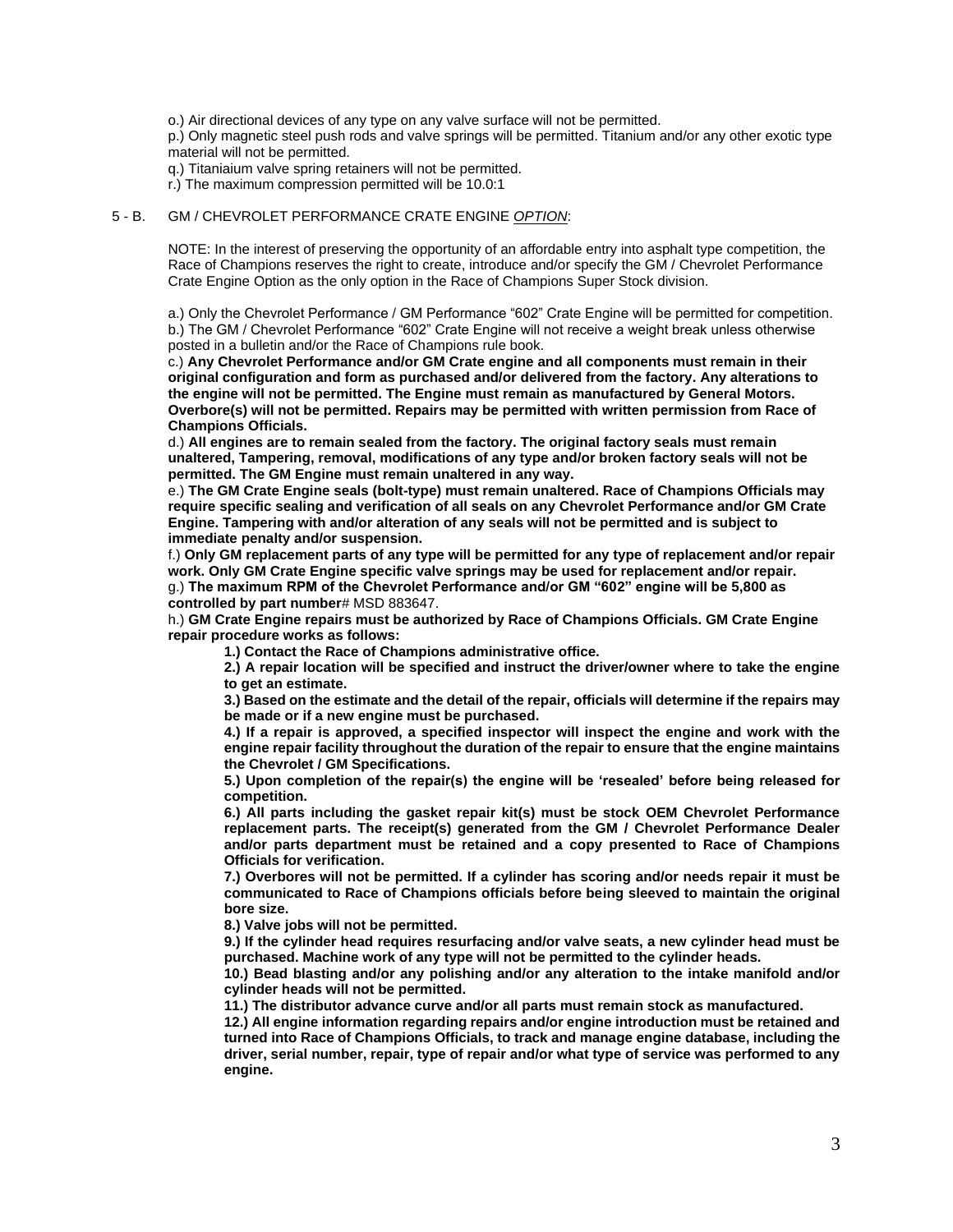o.) Air directional devices of any type on any valve surface will not be permitted.
p.) Only magnetic steel push rods and valve springs will be permitted. Titanium and/or any other exotic type material will not be permitted.
q.) Titaniaium valve spring retainers will not be permitted.
r.) The maximum compression permitted will be 10.0:1

5 - B. GM / CHEVROLET PERFORMANCE CRATE ENGINE *OPTION*:

NOTE: In the interest of preserving the opportunity of an affordable entry into asphalt type competition, the Race of Champions reserves the right to create, introduce and/or specify the GM / Chevrolet Performance Crate Engine Option as the only option in the Race of Champions Super Stock division.

a.) Only the Chevrolet Performance / GM Performance "602" Crate Engine will be permitted for competition.
b.) The GM / Chevrolet Performance "602" Crate Engine will not receive a weight break unless otherwise posted in a bulletin and/or the Race of Champions rule book.
c.) **Any Chevrolet Performance and/or GM Crate engine and all components must remain in their original configuration and form as purchased and/or delivered from the factory. Any alterations to the engine will not be permitted. The Engine must remain as manufactured by General Motors. Overbore(s) will not be permitted. Repairs may be permitted with written permission from Race of Champions Officials.**
d.) **All engines are to remain sealed from the factory. The original factory seals must remain unaltered, Tampering, removal, modifications of any type and/or broken factory seals will not be permitted. The GM Engine must remain unaltered in any way.**
e.) **The GM Crate Engine seals (bolt-type) must remain unaltered. Race of Champions Officials may require specific sealing and verification of all seals on any Chevrolet Performance and/or GM Crate Engine. Tampering with and/or alteration of any seals will not be permitted and is subject to immediate penalty and/or suspension.**
f.) **Only GM replacement parts of any type will be permitted for any type of replacement and/or repair work. Only GM Crate Engine specific valve springs may be used for replacement and/or repair.**
g.) **The maximum RPM of the Chevrolet Performance and/or GM "602" engine will be 5,800 as controlled by part number**# MSD 883647.
h.) **GM Crate Engine repairs must be authorized by Race of Champions Officials. GM Crate Engine repair procedure works as follows:**

**1.) Contact the Race of Champions administrative office.**

**2.) A repair location will be specified and instruct the driver/owner where to take the engine to get an estimate.**

**3.) Based on the estimate and the detail of the repair, officials will determine if the repairs may be made or if a new engine must be purchased.**

**4.) If a repair is approved, a specified inspector will inspect the engine and work with the engine repair facility throughout the duration of the repair to ensure that the engine maintains the Chevrolet / GM Specifications.**

**5.) Upon completion of the repair(s) the engine will be 'resealed' before being released for competition.**

**6.) All parts including the gasket repair kit(s) must be stock OEM Chevrolet Performance replacement parts. The receipt(s) generated from the GM / Chevrolet Performance Dealer and/or parts department must be retained and a copy presented to Race of Champions Officials for verification.**

**7.) Overbores will not be permitted. If a cylinder has scoring and/or needs repair it must be communicated to Race of Champions officials before being sleeved to maintain the original bore size.**

**8.) Valve jobs will not be permitted.**

**9.) If the cylinder head requires resurfacing and/or valve seats, a new cylinder head must be purchased. Machine work of any type will not be permitted to the cylinder heads.**

**10.) Bead blasting and/or any polishing and/or any alteration to the intake manifold and/or cylinder heads will not be permitted.**

**11.) The distributor advance curve and/or all parts must remain stock as manufactured.**

**12.) All engine information regarding repairs and/or engine introduction must be retained and turned into Race of Champions Officials, to track and manage engine database, including the driver, serial number, repair, type of repair and/or what type of service was performed to any engine.**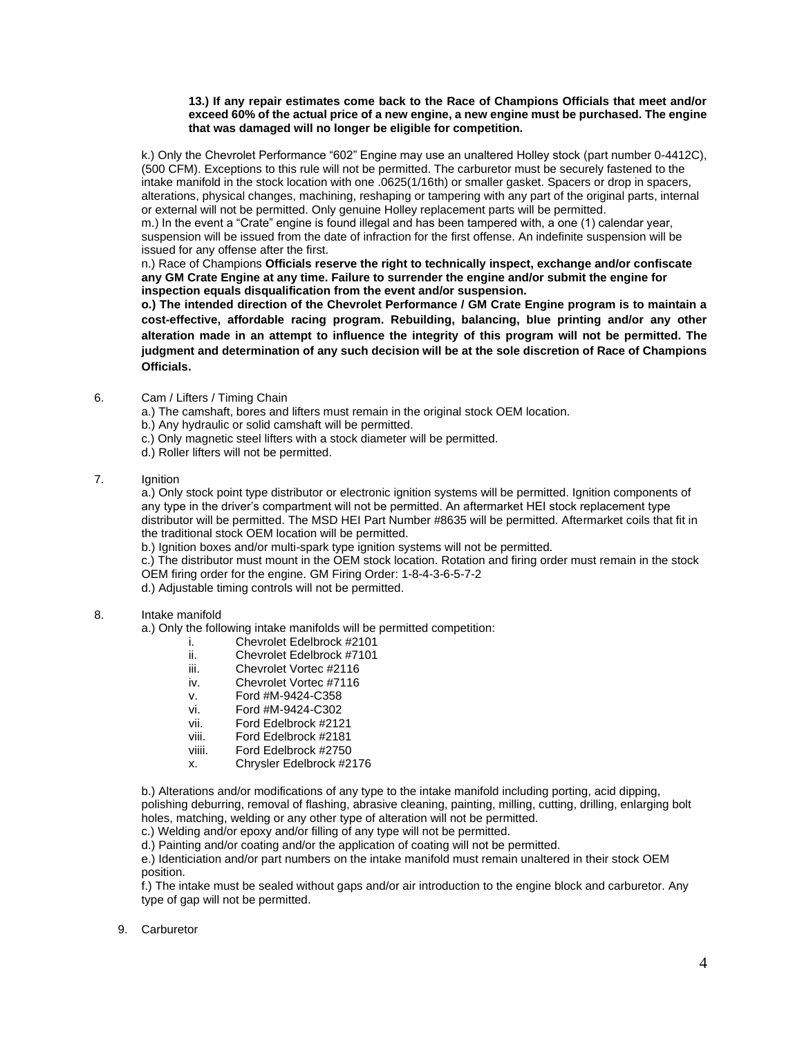**13.) If any repair estimates come back to the Race of Champions Officials that meet and/or exceed 60% of the actual price of a new engine, a new engine must be purchased. The engine that was damaged will no longer be eligible for competition.**

k.) Only the Chevrolet Performance "602" Engine may use an unaltered Holley stock (part number 0-4412C), (500 CFM). Exceptions to this rule will not be permitted. The carburetor must be securely fastened to the intake manifold in the stock location with one .0625(1/16th) or smaller gasket. Spacers or drop in spacers, alterations, physical changes, machining, reshaping or tampering with any part of the original parts, internal or external will not be permitted. Only genuine Holley replacement parts will be permitted.

m.) In the event a "Crate" engine is found illegal and has been tampered with, a one (1) calendar year, suspension will be issued from the date of infraction for the first offense. An indefinite suspension will be issued for any offense after the first.

n.) Race of Champions **Officials reserve the right to technically inspect, exchange and/or confiscate any GM Crate Engine at any time. Failure to surrender the engine and/or submit the engine for inspection equals disqualification from the event and/or suspension.**

**o.) The intended direction of the Chevrolet Performance / GM Crate Engine program is to maintain a cost-effective, affordable racing program. Rebuilding, balancing, blue printing and/or any other alteration made in an attempt to influence the integrity of this program will not be permitted. The judgment and determination of any such decision will be at the sole discretion of Race of Champions Officials.**

6. Cam / Lifters / Timing Chain

   a.) The camshaft, bores and lifters must remain in the original stock OEM location.
   b.) Any hydraulic or solid camshaft will be permitted.
   c.) Only magnetic steel lifters with a stock diameter will be permitted.
   d.) Roller lifters will not be permitted.

7. Ignition

   a.) Only stock point type distributor or electronic ignition systems will be permitted. Ignition components of any type in the driver's compartment will not be permitted. An aftermarket HEI stock replacement type distributor will be permitted. The MSD HEI Part Number #8635 will be permitted. Aftermarket coils that fit in the traditional stock OEM location will be permitted.
   b.) Ignition boxes and/or multi-spark type ignition systems will not be permitted.
   c.) The distributor must mount in the OEM stock location. Rotation and firing order must remain in the stock OEM firing order for the engine. GM Firing Order: 1-8-4-3-6-5-7-2
   d.) Adjustable timing controls will not be permitted.

8. Intake manifold

   a.) Only the following intake manifolds will be permitted competition:

   i. Chevrolet Edelbrock #2101
   ii. Chevrolet Edelbrock #7101
   iii. Chevrolet Vortec #2116
   iv. Chevrolet Vortec #7116
   v. Ford #M-9424-C358
   vi. Ford #M-9424-C302
   vii. Ford Edelbrock #2121
   viii. Ford Edelbrock #2181
   viiii. Ford Edelbrock #2750
   x. Chrysler Edelbrock #2176

   b.) Alterations and/or modifications of any type to the intake manifold including porting, acid dipping, polishing deburring, removal of flashing, abrasive cleaning, painting, milling, cutting, drilling, enlarging bolt holes, matching, welding or any other type of alteration will not be permitted.
   c.) Welding and/or epoxy and/or filling of any type will not be permitted.
   d.) Painting and/or coating and/or the application of coating will not be permitted.
   e.) Identiciation and/or part numbers on the intake manifold must remain unaltered in their stock OEM position.
   f.) The intake must be sealed without gaps and/or air introduction to the engine block and carburetor. Any type of gap will not be permitted.

9. Carburetor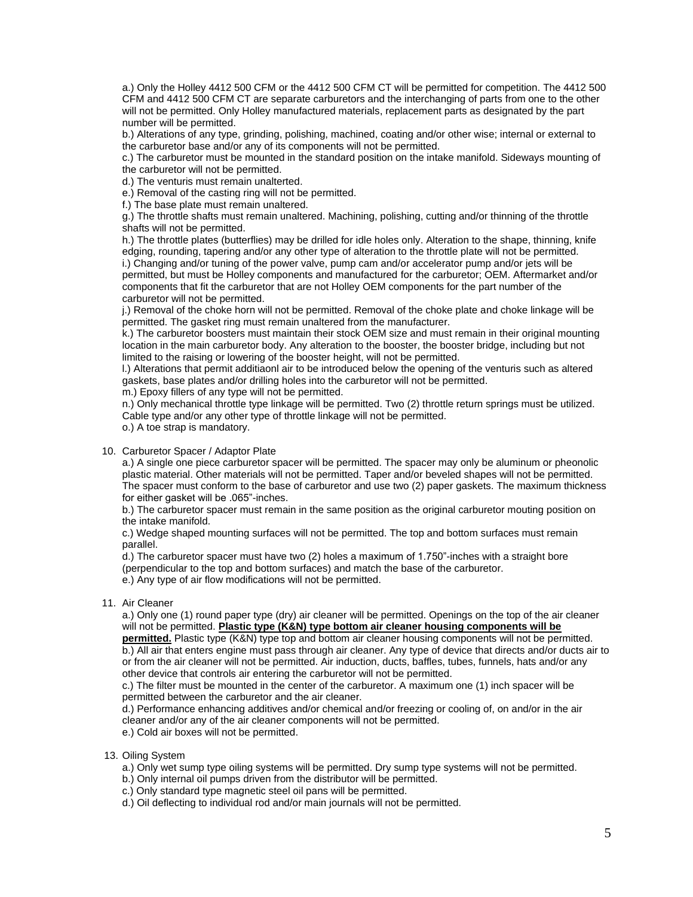a.) Only the Holley 4412 500 CFM or the 4412 500 CFM CT will be permitted for competition. The 4412 500 CFM and 4412 500 CFM CT are separate carburetors and the interchanging of parts from one to the other will not be permitted. Only Holley manufactured materials, replacement parts as designated by the part number will be permitted.

b.) Alterations of any type, grinding, polishing, machined, coating and/or other wise; internal or external to the carburetor base and/or any of its components will not be permitted.

c.) The carburetor must be mounted in the standard position on the intake manifold. Sideways mounting of the carburetor will not be permitted.

d.) The venturis must remain unalterted.

e.) Removal of the casting ring will not be permitted.

f.) The base plate must remain unaltered.

g.) The throttle shafts must remain unaltered. Machining, polishing, cutting and/or thinning of the throttle shafts will not be permitted.

h.) The throttle plates (butterflies) may be drilled for idle holes only. Alteration to the shape, thinning, knife edging, rounding, tapering and/or any other type of alteration to the throttle plate will not be permitted.

i.) Changing and/or tuning of the power valve, pump cam and/or accelerator pump and/or jets will be permitted, but must be Holley components and manufactured for the carburetor; OEM. Aftermarket and/or components that fit the carburetor that are not Holley OEM components for the part number of the carburetor will not be permitted.

j.) Removal of the choke horn will not be permitted. Removal of the choke plate and choke linkage will be permitted. The gasket ring must remain unaltered from the manufacturer.

k.) The carburetor boosters must maintain their stock OEM size and must remain in their original mounting location in the main carburetor body. Any alteration to the booster, the booster bridge, including but not limited to the raising or lowering of the booster height, will not be permitted.

l.) Alterations that permit additiaonl air to be introduced below the opening of the venturis such as altered gaskets, base plates and/or drilling holes into the carburetor will not be permitted.

m.) Epoxy fillers of any type will not be permitted.

n.) Only mechanical throttle type linkage will be permitted. Two (2) throttle return springs must be utilized. Cable type and/or any other type of throttle linkage will not be permitted.

o.) A toe strap is mandatory.

10. Carburetor Spacer / Adaptor Plate

a.) A single one piece carburetor spacer will be permitted. The spacer may only be aluminum or pheonolic plastic material. Other materials will not be permitted. Taper and/or beveled shapes will not be permitted. The spacer must conform to the base of carburetor and use two (2) paper gaskets. The maximum thickness for either gasket will be .065"-inches.

b.) The carburetor spacer must remain in the same position as the original carburetor mouting position on the intake manifold.

c.) Wedge shaped mounting surfaces will not be permitted. The top and bottom surfaces must remain parallel.

d.) The carburetor spacer must have two (2) holes a maximum of 1.750"-inches with a straight bore (perpendicular to the top and bottom surfaces) and match the base of the carburetor.

e.) Any type of air flow modifications will not be permitted.

11. Air Cleaner

a.) Only one (1) round paper type (dry) air cleaner will be permitted. Openings on the top of the air cleaner will not be permitted. <u>**Plastic type (K&N) type bottom air cleaner housing components will be permitted.**</u> Plastic type (K&N) type top and bottom air cleaner housing components will not be permitted.

b.) All air that enters engine must pass through air cleaner. Any type of device that directs and/or ducts air to or from the air cleaner will not be permitted. Air induction, ducts, baffles, tubes, funnels, hats and/or any other device that controls air entering the carburetor will not be permitted.

c.) The filter must be mounted in the center of the carburetor. A maximum one (1) inch spacer will be permitted between the carburetor and the air cleaner.

d.) Performance enhancing additives and/or chemical and/or freezing or cooling of, on and/or in the air cleaner and/or any of the air cleaner components will not be permitted.

e.) Cold air boxes will not be permitted.

13. Oiling System

a.) Only wet sump type oiling systems will be permitted. Dry sump type systems will not be permitted.

b.) Only internal oil pumps driven from the distributor will be permitted.

c.) Only standard type magnetic steel oil pans will be permitted.

d.) Oil deflecting to individual rod and/or main journals will not be permitted.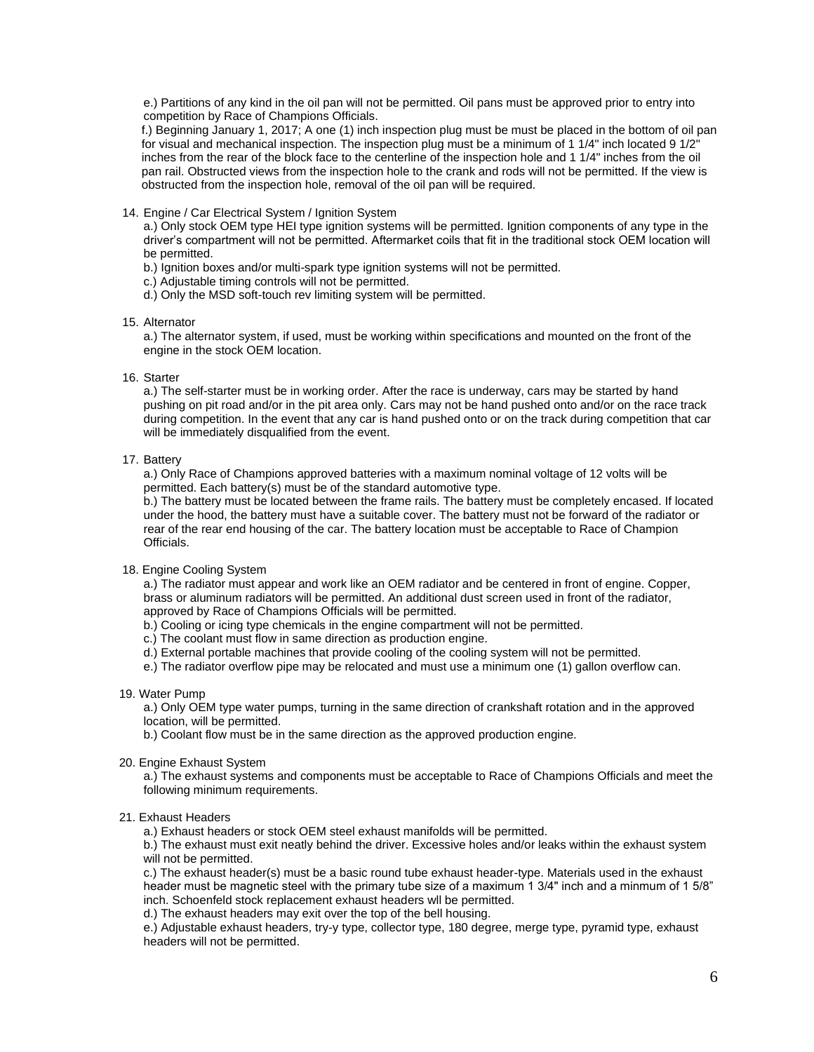e.) Partitions of any kind in the oil pan will not be permitted. Oil pans must be approved prior to entry into competition by Race of Champions Officials.

f.) Beginning January 1, 2017; A one (1) inch inspection plug must be must be placed in the bottom of oil pan for visual and mechanical inspection. The inspection plug must be a minimum of 1 1/4" inch located 9 1/2" inches from the rear of the block face to the centerline of the inspection hole and 1 1/4" inches from the oil pan rail. Obstructed views from the inspection hole to the crank and rods will not be permitted. If the view is obstructed from the inspection hole, removal of the oil pan will be required.

14. Engine / Car Electrical System / Ignition System

a.) Only stock OEM type HEI type ignition systems will be permitted. Ignition components of any type in the driver's compartment will not be permitted. Aftermarket coils that fit in the traditional stock OEM location will be permitted.

b.) Ignition boxes and/or multi-spark type ignition systems will not be permitted.

c.) Adjustable timing controls will not be permitted.

d.) Only the MSD soft-touch rev limiting system will be permitted.

15. Alternator

a.) The alternator system, if used, must be working within specifications and mounted on the front of the engine in the stock OEM location.

16. Starter

a.) The self-starter must be in working order. After the race is underway, cars may be started by hand pushing on pit road and/or in the pit area only. Cars may not be hand pushed onto and/or on the race track during competition. In the event that any car is hand pushed onto or on the track during competition that car will be immediately disqualified from the event.

17. Battery

a.) Only Race of Champions approved batteries with a maximum nominal voltage of 12 volts will be permitted. Each battery(s) must be of the standard automotive type.

b.) The battery must be located between the frame rails. The battery must be completely encased. If located under the hood, the battery must have a suitable cover. The battery must not be forward of the radiator or rear of the rear end housing of the car. The battery location must be acceptable to Race of Champion Officials.

18. Engine Cooling System

a.) The radiator must appear and work like an OEM radiator and be centered in front of engine. Copper, brass or aluminum radiators will be permitted. An additional dust screen used in front of the radiator, approved by Race of Champions Officials will be permitted.

b.) Cooling or icing type chemicals in the engine compartment will not be permitted.

c.) The coolant must flow in same direction as production engine.

d.) External portable machines that provide cooling of the cooling system will not be permitted.

e.) The radiator overflow pipe may be relocated and must use a minimum one (1) gallon overflow can.

19. Water Pump

a.) Only OEM type water pumps, turning in the same direction of crankshaft rotation and in the approved location, will be permitted.

b.) Coolant flow must be in the same direction as the approved production engine.

20. Engine Exhaust System

a.) The exhaust systems and components must be acceptable to Race of Champions Officials and meet the following minimum requirements.

21. Exhaust Headers

a.) Exhaust headers or stock OEM steel exhaust manifolds will be permitted.

b.) The exhaust must exit neatly behind the driver. Excessive holes and/or leaks within the exhaust system will not be permitted.

c.) The exhaust header(s) must be a basic round tube exhaust header-type. Materials used in the exhaust header must be magnetic steel with the primary tube size of a maximum 1 3/4" inch and a minmum of 1 5/8" inch. Schoenfeld stock replacement exhaust headers wll be permitted.

d.) The exhaust headers may exit over the top of the bell housing.

e.) Adjustable exhaust headers, try-y type, collector type, 180 degree, merge type, pyramid type, exhaust headers will not be permitted.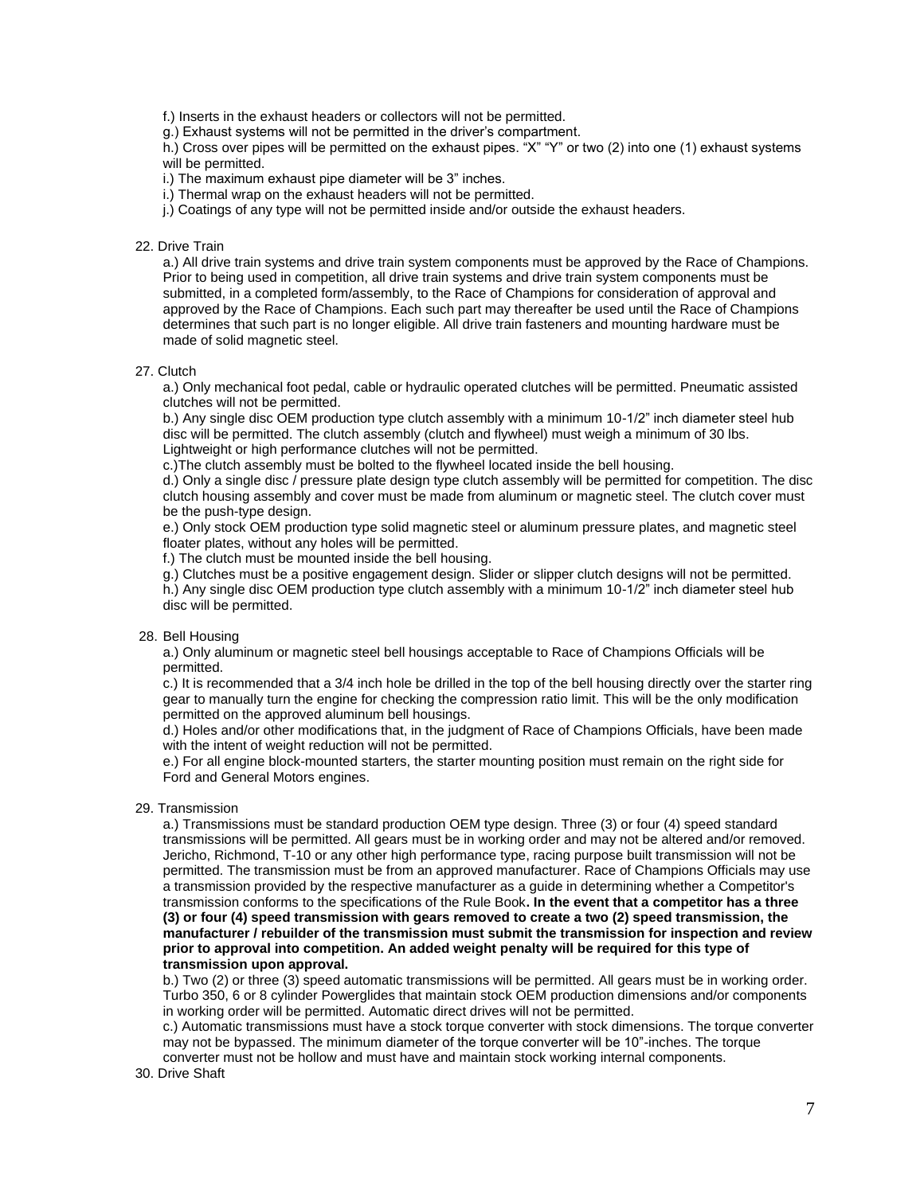f.) Inserts in the exhaust headers or collectors will not be permitted.

g.) Exhaust systems will not be permitted in the driver's compartment.

h.) Cross over pipes will be permitted on the exhaust pipes. "X" "Y" or two (2) into one (1) exhaust systems will be permitted.

i.) The maximum exhaust pipe diameter will be 3" inches.

i.) Thermal wrap on the exhaust headers will not be permitted.

j.) Coatings of any type will not be permitted inside and/or outside the exhaust headers.

22. Drive Train

a.) All drive train systems and drive train system components must be approved by the Race of Champions. Prior to being used in competition, all drive train systems and drive train system components must be submitted, in a completed form/assembly, to the Race of Champions for consideration of approval and approved by the Race of Champions. Each such part may thereafter be used until the Race of Champions determines that such part is no longer eligible. All drive train fasteners and mounting hardware must be made of solid magnetic steel.

27. Clutch

a.) Only mechanical foot pedal, cable or hydraulic operated clutches will be permitted. Pneumatic assisted clutches will not be permitted.

b.) Any single disc OEM production type clutch assembly with a minimum 10-1/2" inch diameter steel hub disc will be permitted. The clutch assembly (clutch and flywheel) must weigh a minimum of 30 lbs. Lightweight or high performance clutches will not be permitted.

c.)The clutch assembly must be bolted to the flywheel located inside the bell housing.

d.) Only a single disc / pressure plate design type clutch assembly will be permitted for competition. The disc clutch housing assembly and cover must be made from aluminum or magnetic steel. The clutch cover must be the push-type design.

e.) Only stock OEM production type solid magnetic steel or aluminum pressure plates, and magnetic steel floater plates, without any holes will be permitted.

f.) The clutch must be mounted inside the bell housing.

g.) Clutches must be a positive engagement design. Slider or slipper clutch designs will not be permitted.

h.) Any single disc OEM production type clutch assembly with a minimum 10-1/2" inch diameter steel hub disc will be permitted.

28. Bell Housing

a.) Only aluminum or magnetic steel bell housings acceptable to Race of Champions Officials will be permitted.

c.) It is recommended that a 3/4 inch hole be drilled in the top of the bell housing directly over the starter ring gear to manually turn the engine for checking the compression ratio limit. This will be the only modification permitted on the approved aluminum bell housings.

d.) Holes and/or other modifications that, in the judgment of Race of Champions Officials, have been made with the intent of weight reduction will not be permitted.

e.) For all engine block-mounted starters, the starter mounting position must remain on the right side for Ford and General Motors engines.

29. Transmission

a.) Transmissions must be standard production OEM type design. Three (3) or four (4) speed standard transmissions will be permitted. All gears must be in working order and may not be altered and/or removed. Jericho, Richmond, T-10 or any other high performance type, racing purpose built transmission will not be permitted. The transmission must be from an approved manufacturer. Race of Champions Officials may use a transmission provided by the respective manufacturer as a guide in determining whether a Competitor's transmission conforms to the specifications of the Rule Book**. In the event that a competitor has a three (3) or four (4) speed transmission with gears removed to create a two (2) speed transmission, the manufacturer / rebuilder of the transmission must submit the transmission for inspection and review prior to approval into competition. An added weight penalty will be required for this type of transmission upon approval.**

b.) Two (2) or three (3) speed automatic transmissions will be permitted. All gears must be in working order. Turbo 350, 6 or 8 cylinder Powerglides that maintain stock OEM production dimensions and/or components in working order will be permitted. Automatic direct drives will not be permitted.

c.) Automatic transmissions must have a stock torque converter with stock dimensions. The torque converter may not be bypassed. The minimum diameter of the torque converter will be 10"-inches. The torque converter must not be hollow and must have and maintain stock working internal components.

30. Drive Shaft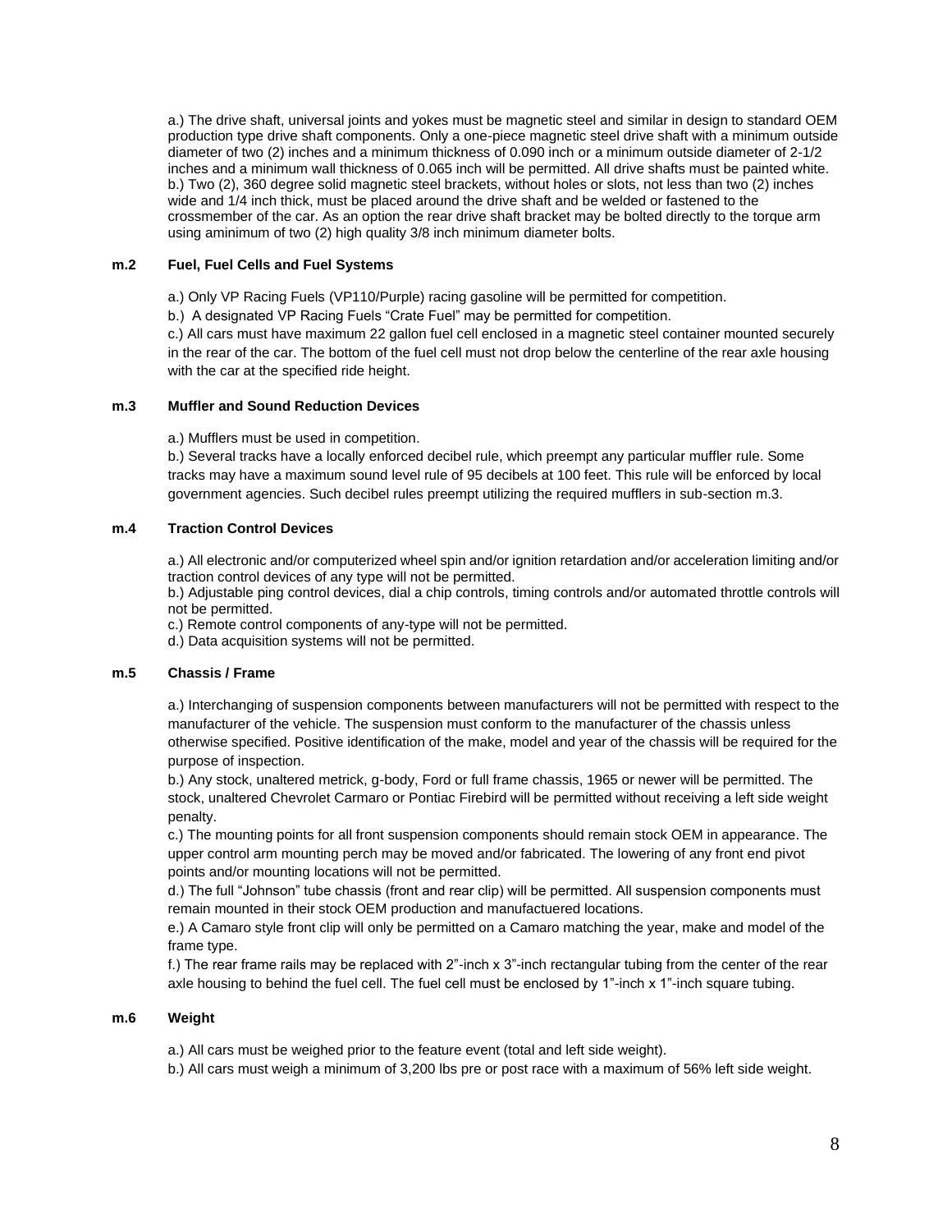a.) The drive shaft, universal joints and yokes must be magnetic steel and similar in design to standard OEM production type drive shaft components. Only a one-piece magnetic steel drive shaft with a minimum outside diameter of two (2) inches and a minimum thickness of 0.090 inch or a minimum outside diameter of 2-1/2 inches and a minimum wall thickness of 0.065 inch will be permitted. All drive shafts must be painted white.
b.) Two (2), 360 degree solid magnetic steel brackets, without holes or slots, not less than two (2) inches wide and 1/4 inch thick, must be placed around the drive shaft and be welded or fastened to the crossmember of the car. As an option the rear drive shaft bracket may be bolted directly to the torque arm using aminimum of two (2) high quality 3/8 inch minimum diameter bolts.

**m.2 Fuel, Fuel Cells and Fuel Systems**

a.) Only VP Racing Fuels (VP110/Purple) racing gasoline will be permitted for competition.

b.) A designated VP Racing Fuels "Crate Fuel" may be permitted for competition.

c.) All cars must have maximum 22 gallon fuel cell enclosed in a magnetic steel container mounted securely in the rear of the car. The bottom of the fuel cell must not drop below the centerline of the rear axle housing with the car at the specified ride height.

**m.3 Muffler and Sound Reduction Devices**

a.) Mufflers must be used in competition.

b.) Several tracks have a locally enforced decibel rule, which preempt any particular muffler rule. Some tracks may have a maximum sound level rule of 95 decibels at 100 feet. This rule will be enforced by local government agencies. Such decibel rules preempt utilizing the required mufflers in sub-section m.3.

**m.4 Traction Control Devices**

a.) All electronic and/or computerized wheel spin and/or ignition retardation and/or acceleration limiting and/or traction control devices of any type will not be permitted.
b.) Adjustable ping control devices, dial a chip controls, timing controls and/or automated throttle controls will not be permitted.
c.) Remote control components of any-type will not be permitted.
d.) Data acquisition systems will not be permitted.

**m.5 Chassis / Frame**

a.) Interchanging of suspension components between manufacturers will not be permitted with respect to the manufacturer of the vehicle. The suspension must conform to the manufacturer of the chassis unless otherwise specified. Positive identification of the make, model and year of the chassis will be required for the purpose of inspection.
b.) Any stock, unaltered metrick, g-body, Ford or full frame chassis, 1965 or newer will be permitted. The stock, unaltered Chevrolet Carmaro or Pontiac Firebird will be permitted without receiving a left side weight penalty.
c.) The mounting points for all front suspension components should remain stock OEM in appearance. The upper control arm mounting perch may be moved and/or fabricated. The lowering of any front end pivot points and/or mounting locations will not be permitted.
d.) The full "Johnson" tube chassis (front and rear clip) will be permitted. All suspension components must remain mounted in their stock OEM production and manufactuered locations.
e.) A Camaro style front clip will only be permitted on a Camaro matching the year, make and model of the frame type.
f.) The rear frame rails may be replaced with 2"-inch x 3"-inch rectangular tubing from the center of the rear axle housing to behind the fuel cell. The fuel cell must be enclosed by 1"-inch x 1"-inch square tubing.

**m.6 Weight**

a.) All cars must be weighed prior to the feature event (total and left side weight).

b.) All cars must weigh a minimum of 3,200 lbs pre or post race with a maximum of 56% left side weight.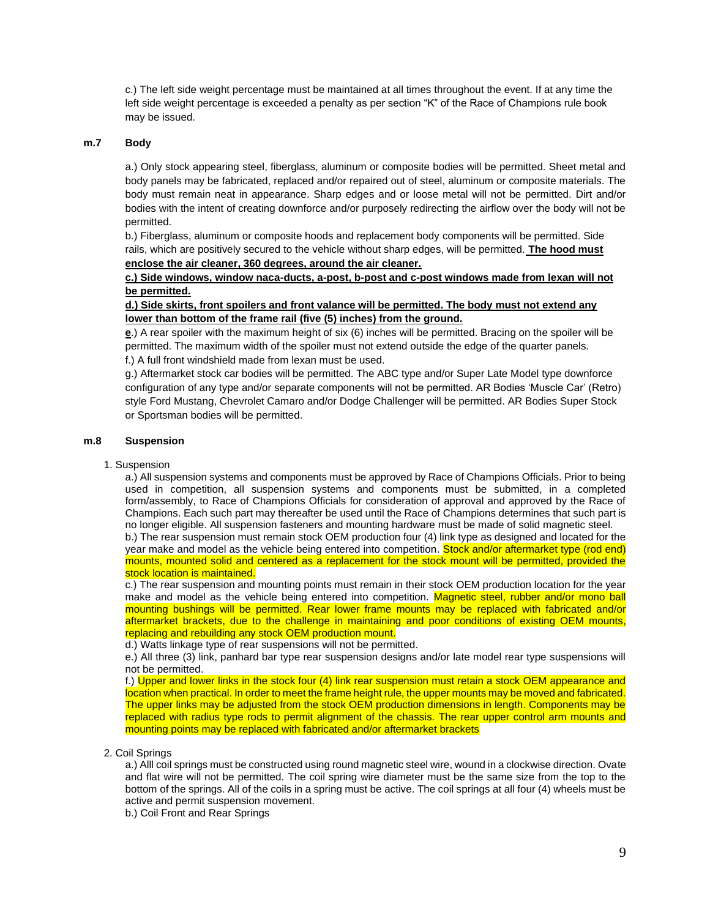c.) The left side weight percentage must be maintained at all times throughout the event. If at any time the left side weight percentage is exceeded a penalty as per section "K" of the Race of Champions rule book may be issued.

## m.7 Body

a.) Only stock appearing steel, fiberglass, aluminum or composite bodies will be permitted. Sheet metal and body panels may be fabricated, replaced and/or repaired out of steel, aluminum or composite materials. The body must remain neat in appearance. Sharp edges and or loose metal will not be permitted. Dirt and/or bodies with the intent of creating downforce and/or purposely redirecting the airflow over the body will not be permitted.

b.) Fiberglass, aluminum or composite hoods and replacement body components will be permitted. Side rails, which are positively secured to the vehicle without sharp edges, will be permitted. **The hood must enclose the air cleaner, 360 degrees, around the air cleaner.**

**c.) Side windows, window naca-ducts, a-post, b-post and c-post windows made from lexan will not be permitted.**

**d.) Side skirts, front spoilers and front valance will be permitted. The body must not extend any lower than bottom of the frame rail (five (5) inches) from the ground.**

**e**.) A rear spoiler with the maximum height of six (6) inches will be permitted. Bracing on the spoiler will be permitted. The maximum width of the spoiler must not extend outside the edge of the quarter panels.

f.) A full front windshield made from lexan must be used.

g.) Aftermarket stock car bodies will be permitted. The ABC type and/or Super Late Model type downforce configuration of any type and/or separate components will not be permitted. AR Bodies 'Muscle Car' (Retro) style Ford Mustang, Chevrolet Camaro and/or Dodge Challenger will be permitted. AR Bodies Super Stock or Sportsman bodies will be permitted.

## m.8 Suspension

1. Suspension

a.) All suspension systems and components must be approved by Race of Champions Officials. Prior to being used in competition, all suspension systems and components must be submitted, in a completed form/assembly, to Race of Champions Officials for consideration of approval and approved by the Race of Champions. Each such part may thereafter be used until the Race of Champions determines that such part is no longer eligible. All suspension fasteners and mounting hardware must be made of solid magnetic steel.

b.) The rear suspension must remain stock OEM production four (4) link type as designed and located for the year make and model as the vehicle being entered into competition. Stock and/or aftermarket type (rod end) mounts, mounted solid and centered as a replacement for the stock mount will be permitted, provided the stock location is maintained.

c.) The rear suspension and mounting points must remain in their stock OEM production location for the year make and model as the vehicle being entered into competition. Magnetic steel, rubber and/or mono ball mounting bushings will be permitted. Rear lower frame mounts may be replaced with fabricated and/or aftermarket brackets, due to the challenge in maintaining and poor conditions of existing OEM mounts, replacing and rebuilding any stock OEM production mount.

d.) Watts linkage type of rear suspensions will not be permitted.

e.) All three (3) link, panhard bar type rear suspension designs and/or late model rear type suspensions will not be permitted.

f.) Upper and lower links in the stock four (4) link rear suspension must retain a stock OEM appearance and location when practical. In order to meet the frame height rule, the upper mounts may be moved and fabricated. The upper links may be adjusted from the stock OEM production dimensions in length. Components may be replaced with radius type rods to permit alignment of the chassis. The rear upper control arm mounts and mounting points may be replaced with fabricated and/or aftermarket brackets

2. Coil Springs

a.) Alll coil springs must be constructed using round magnetic steel wire, wound in a clockwise direction. Ovate and flat wire will not be permitted. The coil spring wire diameter must be the same size from the top to the bottom of the springs. All of the coils in a spring must be active. The coil springs at all four (4) wheels must be active and permit suspension movement.

b.) Coil Front and Rear Springs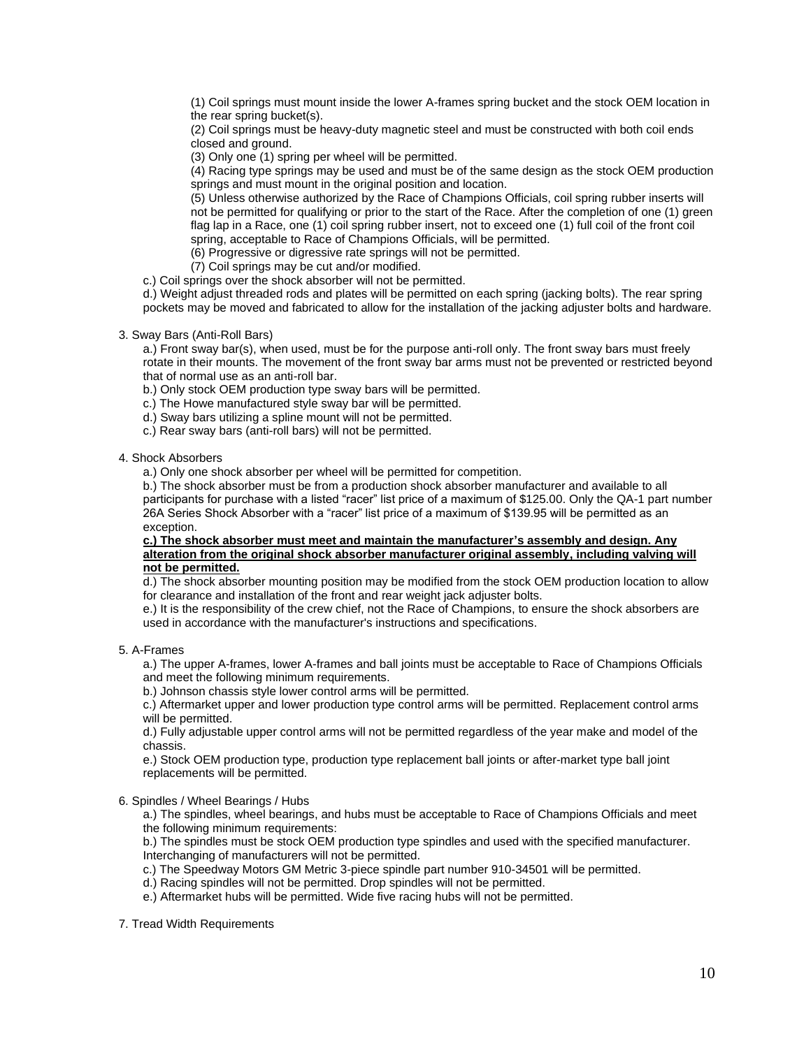(1) Coil springs must mount inside the lower A-frames spring bucket and the stock OEM location in the rear spring bucket(s).

(2) Coil springs must be heavy-duty magnetic steel and must be constructed with both coil ends closed and ground.

(3) Only one (1) spring per wheel will be permitted.

(4) Racing type springs may be used and must be of the same design as the stock OEM production springs and must mount in the original position and location.

(5) Unless otherwise authorized by the Race of Champions Officials, coil spring rubber inserts will not be permitted for qualifying or prior to the start of the Race. After the completion of one (1) green flag lap in a Race, one (1) coil spring rubber insert, not to exceed one (1) full coil of the front coil spring, acceptable to Race of Champions Officials, will be permitted.

(6) Progressive or digressive rate springs will not be permitted.

(7) Coil springs may be cut and/or modified.

c.) Coil springs over the shock absorber will not be permitted.

d.) Weight adjust threaded rods and plates will be permitted on each spring (jacking bolts). The rear spring pockets may be moved and fabricated to allow for the installation of the jacking adjuster bolts and hardware.

3. Sway Bars (Anti-Roll Bars)

a.) Front sway bar(s), when used, must be for the purpose anti-roll only. The front sway bars must freely rotate in their mounts. The movement of the front sway bar arms must not be prevented or restricted beyond that of normal use as an anti-roll bar.

b.) Only stock OEM production type sway bars will be permitted.

c.) The Howe manufactured style sway bar will be permitted.

d.) Sway bars utilizing a spline mount will not be permitted.

c.) Rear sway bars (anti-roll bars) will not be permitted.

4. Shock Absorbers

a.) Only one shock absorber per wheel will be permitted for competition.

b.) The shock absorber must be from a production shock absorber manufacturer and available to all participants for purchase with a listed "racer" list price of a maximum of $125.00. Only the QA-1 part number 26A Series Shock Absorber with a "racer" list price of a maximum of $139.95 will be permitted as an exception.

**c.) The shock absorber must meet and maintain the manufacturer's assembly and design. Any alteration from the original shock absorber manufacturer original assembly, including valving will not be permitted.**

d.) The shock absorber mounting position may be modified from the stock OEM production location to allow for clearance and installation of the front and rear weight jack adjuster bolts.

e.) It is the responsibility of the crew chief, not the Race of Champions, to ensure the shock absorbers are used in accordance with the manufacturer's instructions and specifications.

5. A-Frames

a.) The upper A-frames, lower A-frames and ball joints must be acceptable to Race of Champions Officials and meet the following minimum requirements.

b.) Johnson chassis style lower control arms will be permitted.

c.) Aftermarket upper and lower production type control arms will be permitted. Replacement control arms will be permitted.

d.) Fully adjustable upper control arms will not be permitted regardless of the year make and model of the chassis.

e.) Stock OEM production type, production type replacement ball joints or after-market type ball joint replacements will be permitted.

6. Spindles / Wheel Bearings / Hubs

a.) The spindles, wheel bearings, and hubs must be acceptable to Race of Champions Officials and meet the following minimum requirements:

b.) The spindles must be stock OEM production type spindles and used with the specified manufacturer. Interchanging of manufacturers will not be permitted.

c.) The Speedway Motors GM Metric 3-piece spindle part number 910-34501 will be permitted.

d.) Racing spindles will not be permitted. Drop spindles will not be permitted.

e.) Aftermarket hubs will be permitted. Wide five racing hubs will not be permitted.

7. Tread Width Requirements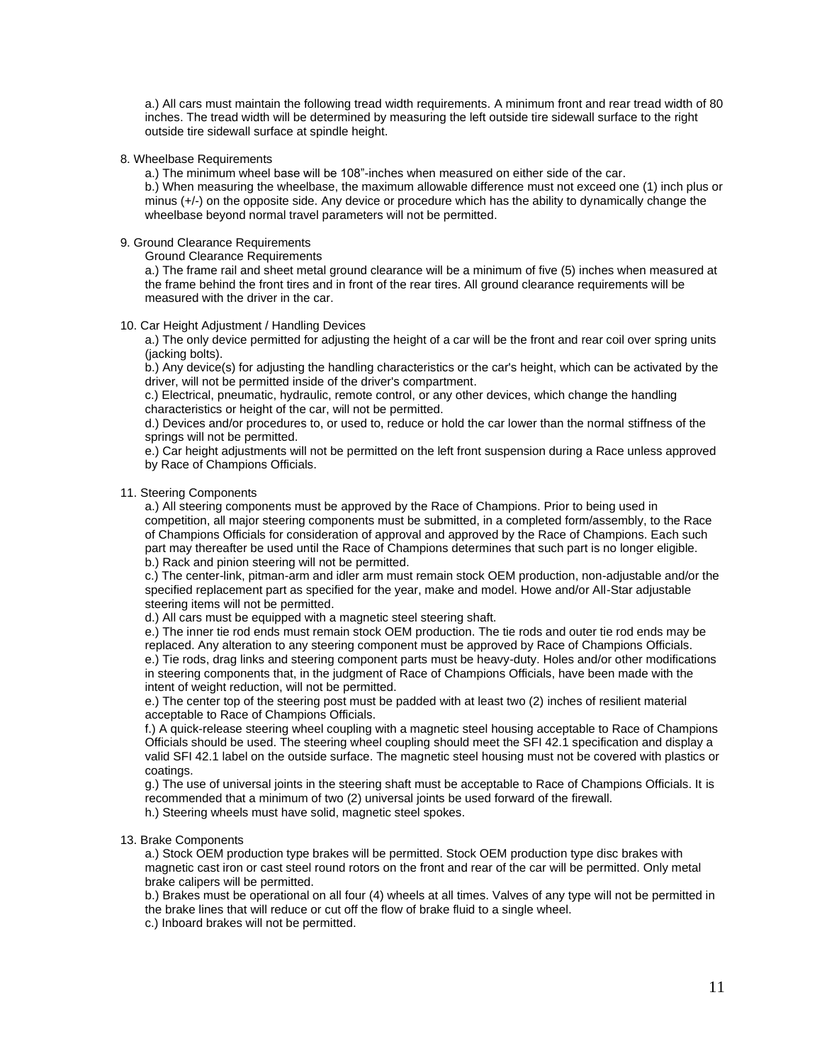a.) All cars must maintain the following tread width requirements. A minimum front and rear tread width of 80 inches. The tread width will be determined by measuring the left outside tire sidewall surface to the right outside tire sidewall surface at spindle height.

8. Wheelbase Requirements

a.) The minimum wheel base will be 108"-inches when measured on either side of the car.
b.) When measuring the wheelbase, the maximum allowable difference must not exceed one (1) inch plus or minus (+/-) on the opposite side. Any device or procedure which has the ability to dynamically change the wheelbase beyond normal travel parameters will not be permitted.

9. Ground Clearance Requirements

Ground Clearance Requirements
a.) The frame rail and sheet metal ground clearance will be a minimum of five (5) inches when measured at the frame behind the front tires and in front of the rear tires. All ground clearance requirements will be measured with the driver in the car.

10. Car Height Adjustment / Handling Devices

a.) The only device permitted for adjusting the height of a car will be the front and rear coil over spring units (jacking bolts).
b.) Any device(s) for adjusting the handling characteristics or the car's height, which can be activated by the driver, will not be permitted inside of the driver's compartment.
c.) Electrical, pneumatic, hydraulic, remote control, or any other devices, which change the handling characteristics or height of the car, will not be permitted.
d.) Devices and/or procedures to, or used to, reduce or hold the car lower than the normal stiffness of the springs will not be permitted.
e.) Car height adjustments will not be permitted on the left front suspension during a Race unless approved by Race of Champions Officials.

11. Steering Components

a.) All steering components must be approved by the Race of Champions. Prior to being used in competition, all major steering components must be submitted, in a completed form/assembly, to the Race of Champions Officials for consideration of approval and approved by the Race of Champions. Each such part may thereafter be used until the Race of Champions determines that such part is no longer eligible.
b.) Rack and pinion steering will not be permitted.
c.) The center-link, pitman-arm and idler arm must remain stock OEM production, non-adjustable and/or the specified replacement part as specified for the year, make and model. Howe and/or All-Star adjustable steering items will not be permitted.
d.) All cars must be equipped with a magnetic steel steering shaft.
e.) The inner tie rod ends must remain stock OEM production. The tie rods and outer tie rod ends may be replaced. Any alteration to any steering component must be approved by Race of Champions Officials.
e.) Tie rods, drag links and steering component parts must be heavy-duty. Holes and/or other modifications in steering components that, in the judgment of Race of Champions Officials, have been made with the intent of weight reduction, will not be permitted.
e.) The center top of the steering post must be padded with at least two (2) inches of resilient material acceptable to Race of Champions Officials.
f.) A quick-release steering wheel coupling with a magnetic steel housing acceptable to Race of Champions Officials should be used. The steering wheel coupling should meet the SFI 42.1 specification and display a valid SFI 42.1 label on the outside surface. The magnetic steel housing must not be covered with plastics or coatings.
g.) The use of universal joints in the steering shaft must be acceptable to Race of Champions Officials. It is recommended that a minimum of two (2) universal joints be used forward of the firewall.
h.) Steering wheels must have solid, magnetic steel spokes.

13. Brake Components

a.) Stock OEM production type brakes will be permitted. Stock OEM production type disc brakes with magnetic cast iron or cast steel round rotors on the front and rear of the car will be permitted. Only metal brake calipers will be permitted.
b.) Brakes must be operational on all four (4) wheels at all times. Valves of any type will not be permitted in the brake lines that will reduce or cut off the flow of brake fluid to a single wheel.
c.) Inboard brakes will not be permitted.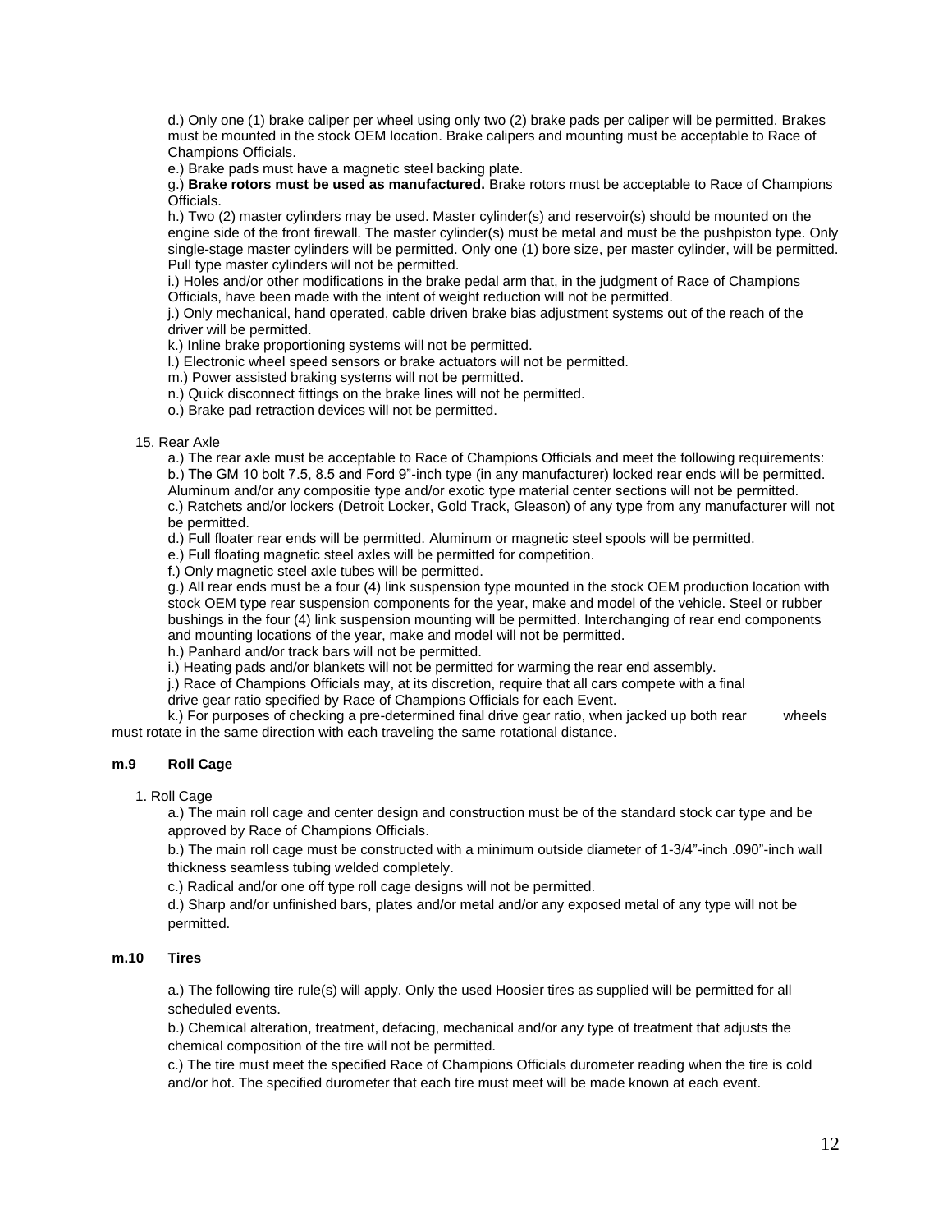d.) Only one (1) brake caliper per wheel using only two (2) brake pads per caliper will be permitted. Brakes must be mounted in the stock OEM location. Brake calipers and mounting must be acceptable to Race of Champions Officials.

e.) Brake pads must have a magnetic steel backing plate.

g.) **Brake rotors must be used as manufactured.** Brake rotors must be acceptable to Race of Champions Officials.

h.) Two (2) master cylinders may be used. Master cylinder(s) and reservoir(s) should be mounted on the engine side of the front firewall. The master cylinder(s) must be metal and must be the pushpiston type. Only single-stage master cylinders will be permitted. Only one (1) bore size, per master cylinder, will be permitted. Pull type master cylinders will not be permitted.

i.) Holes and/or other modifications in the brake pedal arm that, in the judgment of Race of Champions Officials, have been made with the intent of weight reduction will not be permitted.

j.) Only mechanical, hand operated, cable driven brake bias adjustment systems out of the reach of the driver will be permitted.

k.) Inline brake proportioning systems will not be permitted.

l.) Electronic wheel speed sensors or brake actuators will not be permitted.

m.) Power assisted braking systems will not be permitted.

n.) Quick disconnect fittings on the brake lines will not be permitted.

o.) Brake pad retraction devices will not be permitted.

15. Rear Axle

a.) The rear axle must be acceptable to Race of Champions Officials and meet the following requirements:

b.) The GM 10 bolt 7.5, 8.5 and Ford 9"-inch type (in any manufacturer) locked rear ends will be permitted. Aluminum and/or any compositie type and/or exotic type material center sections will not be permitted.

c.) Ratchets and/or lockers (Detroit Locker, Gold Track, Gleason) of any type from any manufacturer will not be permitted.

d.) Full floater rear ends will be permitted. Aluminum or magnetic steel spools will be permitted.

e.) Full floating magnetic steel axles will be permitted for competition.

f.) Only magnetic steel axle tubes will be permitted.

g.) All rear ends must be a four (4) link suspension type mounted in the stock OEM production location with stock OEM type rear suspension components for the year, make and model of the vehicle. Steel or rubber bushings in the four (4) link suspension mounting will be permitted. Interchanging of rear end components and mounting locations of the year, make and model will not be permitted.

h.) Panhard and/or track bars will not be permitted.

i.) Heating pads and/or blankets will not be permitted for warming the rear end assembly.

j.) Race of Champions Officials may, at its discretion, require that all cars compete with a final drive gear ratio specified by Race of Champions Officials for each Event.

k.) For purposes of checking a pre-determined final drive gear ratio, when jacked up both rear wheels must rotate in the same direction with each traveling the same rotational distance.

### m.9 Roll Cage

1. Roll Cage

a.) The main roll cage and center design and construction must be of the standard stock car type and be approved by Race of Champions Officials.

b.) The main roll cage must be constructed with a minimum outside diameter of 1-3/4"-inch .090"-inch wall thickness seamless tubing welded completely.

c.) Radical and/or one off type roll cage designs will not be permitted.

d.) Sharp and/or unfinished bars, plates and/or metal and/or any exposed metal of any type will not be permitted.

### m.10 Tires

a.) The following tire rule(s) will apply. Only the used Hoosier tires as supplied will be permitted for all scheduled events.

b.) Chemical alteration, treatment, defacing, mechanical and/or any type of treatment that adjusts the chemical composition of the tire will not be permitted.

c.) The tire must meet the specified Race of Champions Officials durometer reading when the tire is cold and/or hot. The specified durometer that each tire must meet will be made known at each event.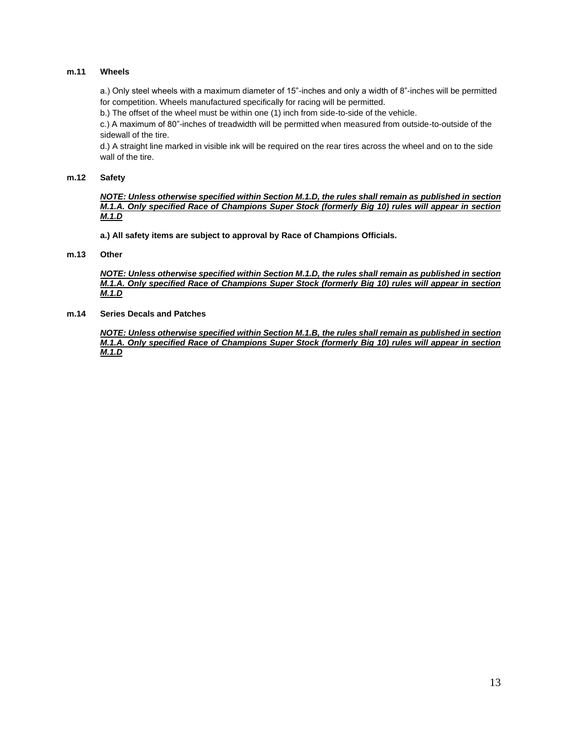**m.11 Wheels**

a.) Only steel wheels with a maximum diameter of 15"-inches and only a width of 8"-inches will be permitted for competition. Wheels manufactured specifically for racing will be permitted.
b.) The offset of the wheel must be within one (1) inch from side-to-side of the vehicle.
c.) A maximum of 80"-inches of treadwidth will be permitted when measured from outside-to-outside of the sidewall of the tire.
d.) A straight line marked in visible ink will be required on the rear tires across the wheel and on to the side wall of the tire.

**m.12 Safety**

***NOTE: Unless otherwise specified within Section M.1.D, the rules shall remain as published in section M.1.A. Only specified Race of Champions Super Stock (formerly Big 10) rules will appear in section M.1.D***

**a.) All safety items are subject to approval by Race of Champions Officials.**

**m.13 Other**

***NOTE: Unless otherwise specified within Section M.1.D, the rules shall remain as published in section M.1.A. Only specified Race of Champions Super Stock (formerly Big 10) rules will appear in section M.1.D***

**m.14 Series Decals and Patches**

***NOTE: Unless otherwise specified within Section M.1.B, the rules shall remain as published in section M.1.A. Only specified Race of Champions Super Stock (formerly Big 10) rules will appear in section M.1.D***